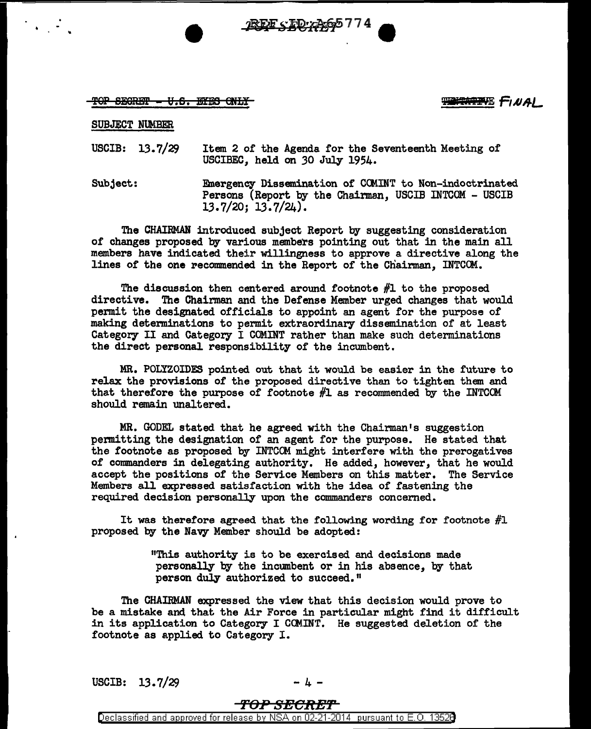TOP SECRET - U.S. EYES ONLY

~~TENTATIVE~~ FINAL

SUBJECT NUMBER

USCIB: 13.7/29 Item 2 of the Agenda for the Seventeenth Meeting of USCIBEC, held on 30 July 1954.

Subject: Emergency Dissemination of COMINT to Non-indoctrinated Persons (Report by the Chairman, USCIB INTCOM - USCIB 13.7/20; 13.7/24).

The CHAIRMAN introduced subject Report by suggesting consideration of changes proposed by various members pointing out that in the main all members have indicated their willingness to approve a directive along the lines of the one recommended in the Report of the Chairman, INTCOM.

The discussion then centered around footnote #1 to the proposed directive. The Chairman and the Defense Member urged changes that would permit the designated officials to appoint an agent for the purpose of making determinations to permit extraordinary dissemination of at least Category II and Category I COMINT rather than make such determinations the direct personal responsibility of the incumbent.

MR. POLYZOIDES pointed out that it would be easier in the future to relax the provisions of the proposed directive than to tighten them and that therefore the purpose of footnote #1 as recommended by the INTCOM should remain unaltered.

MR. GODEL stated that he agreed with the Chairman's suggestion permitting the designation of an agent for the purpose. He stated that the footnote as proposed by INTCOM might interfere with the prerogatives of commanders in delegating authority. He added, however, that he would accept the positions of the Service Members on this matter. The Service Members all expressed satisfaction with the idea of fastening the required decision personally upon the commanders concerned.

It was therefore agreed that the following wording for footnote #1 proposed by the Navy Member should be adopted:

> "This authority is to be exercised and decisions made personally by the incumbent or in his absence, by that person duly authorized to succeed."

The CHAIRMAN expressed the view that this decision would prove to be a mistake and that the Air Force in particular might find it difficult in its application to Category I COMINT. He suggested deletion of the footnote as applied to Category I.

USCIB: 13.7/29

TOP SECRET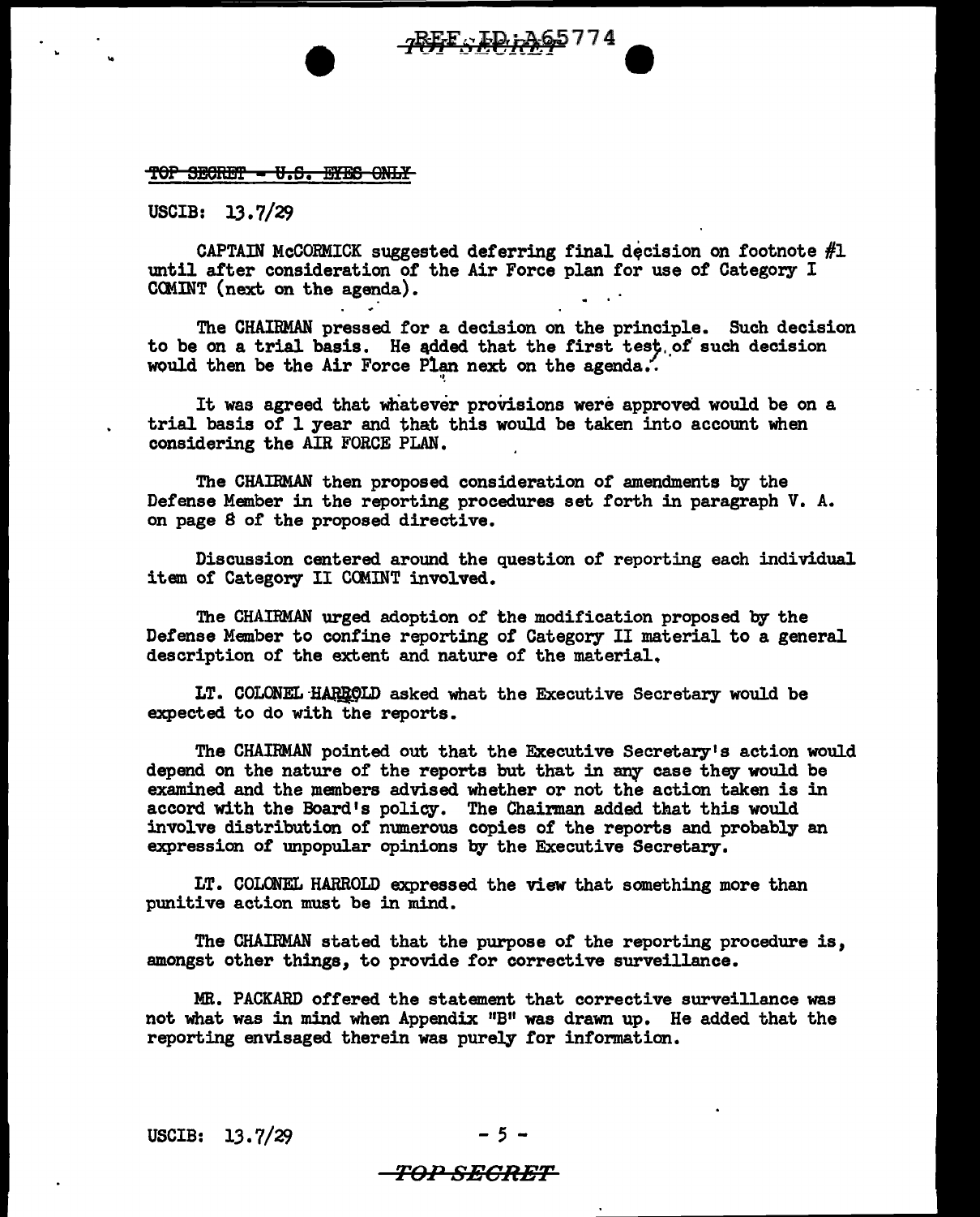~~TOP SECRET - U.S. EYES ONLY~~

USCIB: 13.7/29

CAPTAIN McCORMICK suggested deferring final decision on footnote #1 until after consideration of the Air Force plan for use of Category I COMINT (next on the agenda).

The CHAIRMAN pressed for a decision on the principle. Such decision to be on a trial basis. He added that the first test of such decision would then be the Air Force Plan next on the agenda.

It was agreed that whatever provisions were approved would be on a trial basis of 1 year and that this would be taken into account when considering the AIR FORCE PLAN.

The CHAIRMAN then proposed consideration of amendments by the Defense Member in the reporting procedures set forth in paragraph V. A. on page 8 of the proposed directive.

Discussion centered around the question of reporting each individual item of Category II COMINT involved.

The CHAIRMAN urged adoption of the modification proposed by the Defense Member to confine reporting of Category II material to a general description of the extent and nature of the material.

LT. COLONEL HARROLD asked what the Executive Secretary would be expected to do with the reports.

The CHAIRMAN pointed out that the Executive Secretary's action would depend on the nature of the reports but that in any case they would be examined and the members advised whether or not the action taken is in accord with the Board's policy. The Chairman added that this would involve distribution of numerous copies of the reports and probably an expression of unpopular opinions by the Executive Secretary.

LT. COLONEL HARROLD expressed the view that something more than punitive action must be in mind.

The CHAIRMAN stated that the purpose of the reporting procedure is, amongst other things, to provide for corrective surveillance.

MR. PACKARD offered the statement that corrective surveillance was not what was in mind when Appendix "B" was drawn up. He added that the reporting envisaged therein was purely for information.

USCIB: 13.7/29

~~TOP SECRET~~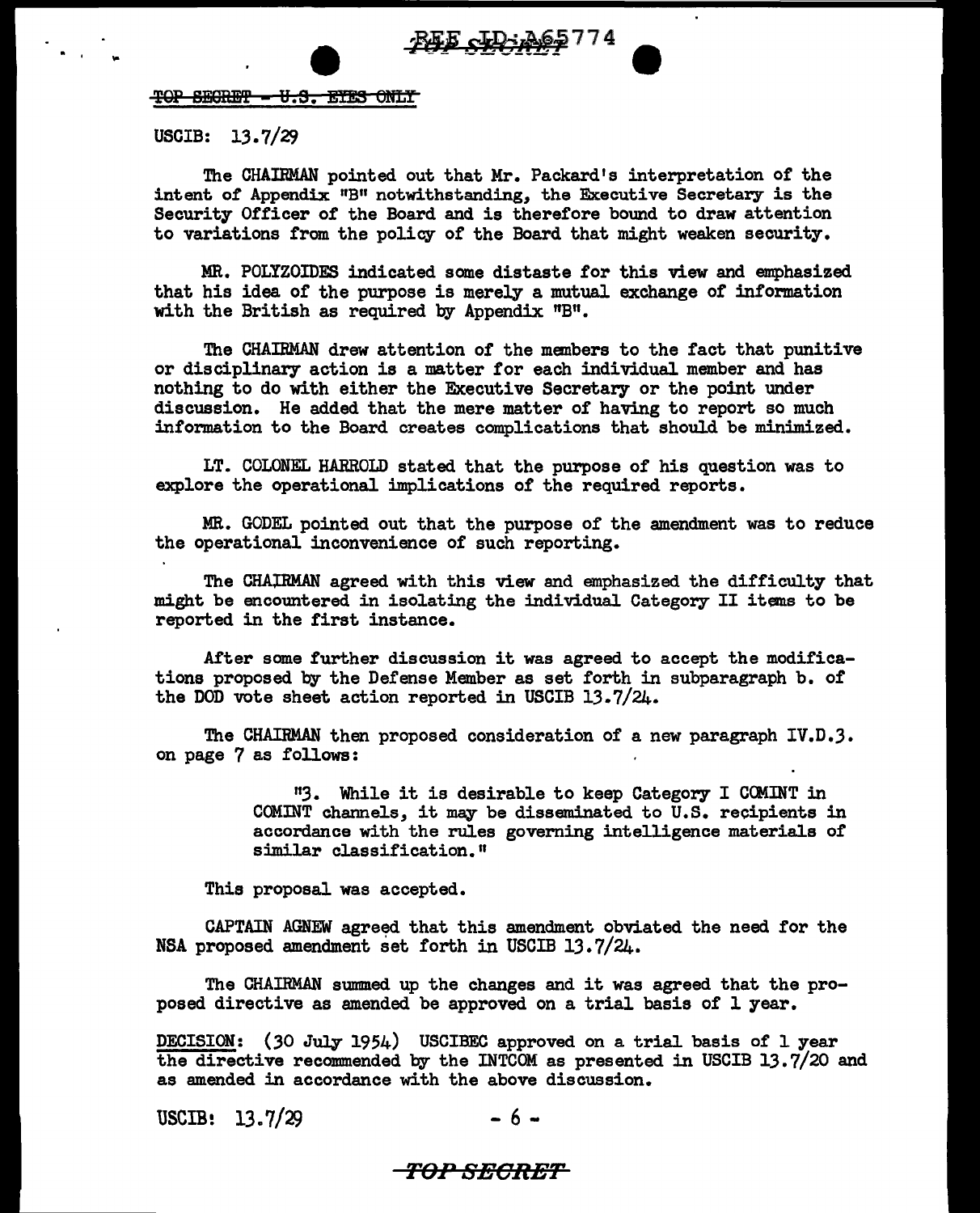TOP SECRET - U.S. EYES ONLY

USCIB: 13.7/29

The CHAIRMAN pointed out that Mr. Packard's interpretation of the intent of Appendix "B" notwithstanding, the Executive Secretary is the Security Officer of the Board and is therefore bound to draw attention to variations from the policy of the Board that might weaken security.

MR. POLYZOIDES indicated some distaste for this view and emphasized that his idea of the purpose is merely a mutual exchange of information with the British as required by Appendix "B".

The CHAIRMAN drew attention of the members to the fact that punitive or disciplinary action is a matter for each individual member and has nothing to do with either the Executive Secretary or the point under discussion. He added that the mere matter of having to report so much information to the Board creates complications that should be minimized.

LT. COLONEL HARROLD stated that the purpose of his question was to explore the operational implications of the required reports.

MR. GODEL pointed out that the purpose of the amendment was to reduce the operational inconvenience of such reporting.

The CHAIRMAN agreed with this view and emphasized the difficulty that might be encountered in isolating the individual Category II items to be reported in the first instance.

After some further discussion it was agreed to accept the modifications proposed by the Defense Member as set forth in subparagraph b. of the DOD vote sheet action reported in USCIB 13.7/24.

The CHAIRMAN then proposed consideration of a new paragraph IV.D.3. on page 7 as follows:

> "3. While it is desirable to keep Category I COMINT in COMINT channels, it may be disseminated to U.S. recipients in accordance with the rules governing intelligence materials of similar classification."

This proposal was accepted.

CAPTAIN AGNEW agreed that this amendment obviated the need for the NSA proposed amendment set forth in USCIB 13.7/24.

The CHAIRMAN summed up the changes and it was agreed that the proposed directive as amended be approved on a trial basis of 1 year.

DECISION: (30 July 1954) USCIBEC approved on a trial basis of 1 year the directive recommended by the INTCOM as presented in USCIB 13.7/20 and as amended in accordance with the above discussion.

USCIB: 13.7/29

TOP SECRET